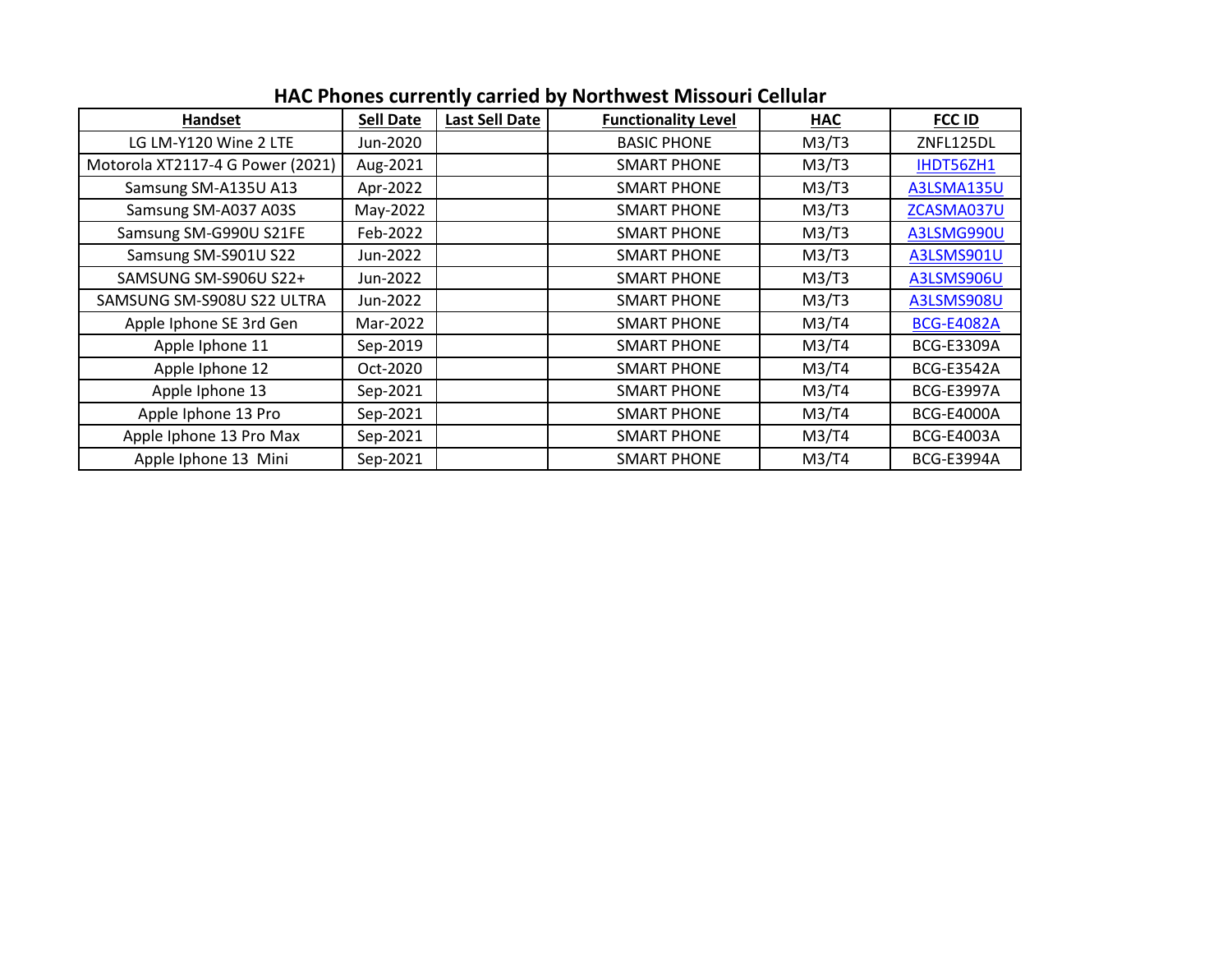# HAC Phones currently carried by Northwest Missouri Cellular

| Handset | Sell Date | Last Sell Date | Functionality Level | HAC | FCC ID |
|---|---|---|---|---|---|
| LG LM-Y120 Wine 2 LTE | Jun-2020 | | BASIC PHONE | M3/T3 | ZNFL125DL |
| Motorola XT2117-4 G Power (2021) | Aug-2021 | | SMART PHONE | M3/T3 | IHDT56ZH1 |
| Samsung SM-A135U A13 | Apr-2022 | | SMART PHONE | M3/T3 | A3LSMA135U |
| Samsung SM-A037 A03S | May-2022 | | SMART PHONE | M3/T3 | ZCASMA037U |
| Samsung SM-G990U S21FE | Feb-2022 | | SMART PHONE | M3/T3 | A3LSMG990U |
| Samsung SM-S901U S22 | Jun-2022 | | SMART PHONE | M3/T3 | A3LSMS901U |
| SAMSUNG SM-S906U S22+ | Jun-2022 | | SMART PHONE | M3/T3 | A3LSMS906U |
| SAMSUNG SM-S908U S22 ULTRA | Jun-2022 | | SMART PHONE | M3/T3 | A3LSMS908U |
| Apple Iphone SE 3rd Gen | Mar-2022 | | SMART PHONE | M3/T4 | BCG-E4082A |
| Apple Iphone 11 | Sep-2019 | | SMART PHONE | M3/T4 | BCG-E3309A |
| Apple Iphone 12 | Oct-2020 | | SMART PHONE | M3/T4 | BCG-E3542A |
| Apple Iphone 13 | Sep-2021 | | SMART PHONE | M3/T4 | BCG-E3997A |
| Apple Iphone 13 Pro | Sep-2021 | | SMART PHONE | M3/T4 | BCG-E4000A |
| Apple Iphone 13 Pro Max | Sep-2021 | | SMART PHONE | M3/T4 | BCG-E4003A |
| Apple Iphone 13 Mini | Sep-2021 | | SMART PHONE | M3/T4 | BCG-E3994A |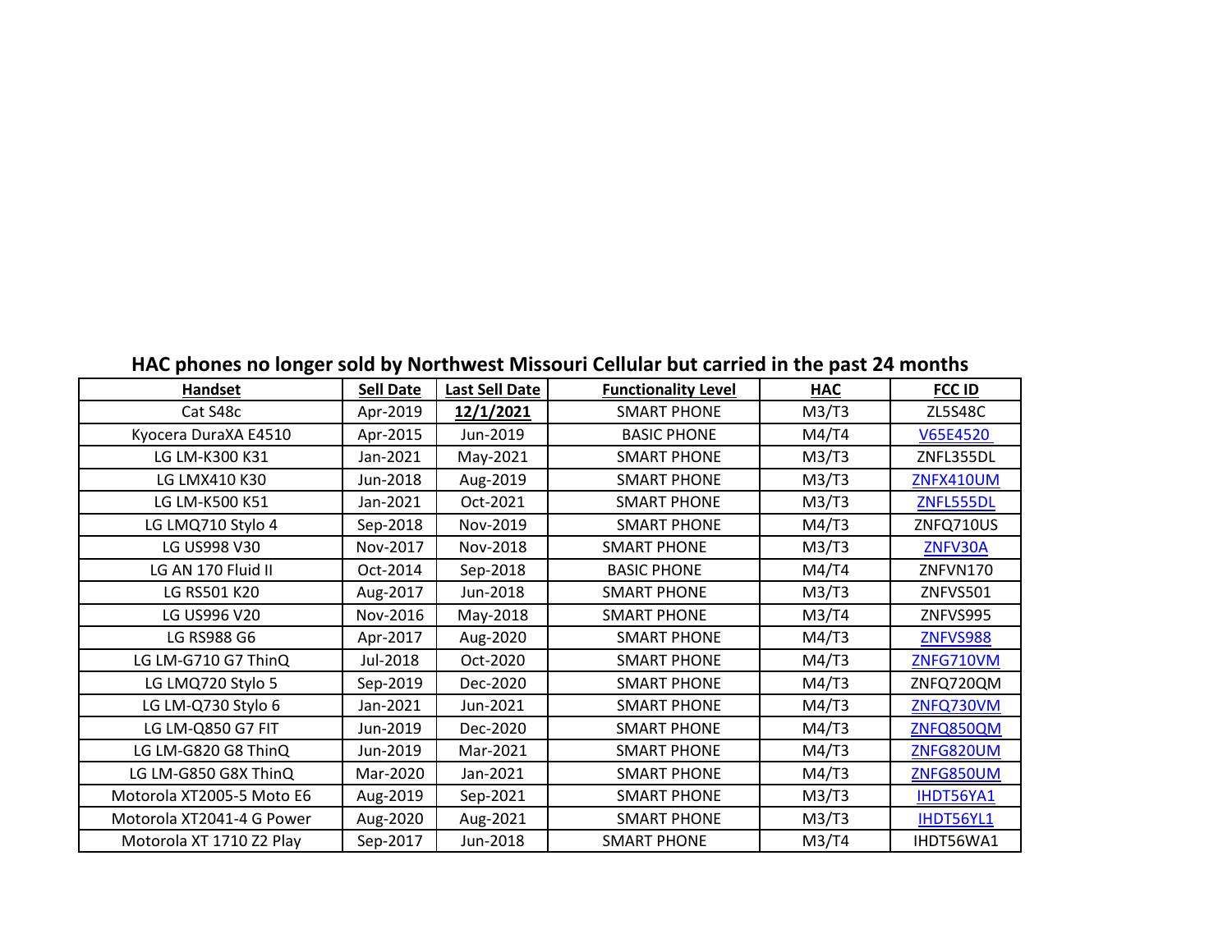## HAC phones no longer sold by Northwest Missouri Cellular but carried in the past 24 months

| Handset | Sell Date | Last Sell Date | Functionality Level | HAC | FCC ID |
|---|---|---|---|---|---|
| Cat S48c | Apr-2019 | **12/1/2021** | SMART PHONE | M3/T3 | ZL5S48C |
| Kyocera DuraXA E4510 | Apr-2015 | Jun-2019 | BASIC PHONE | M4/T4 | V65E4520 |
| LG LM-K300 K31 | Jan-2021 | May-2021 | SMART PHONE | M3/T3 | ZNFL355DL |
| LG LMX410 K30 | Jun-2018 | Aug-2019 | SMART PHONE | M3/T3 | ZNFX410UM |
| LG LM-K500 K51 | Jan-2021 | Oct-2021 | SMART PHONE | M3/T3 | ZNFL555DL |
| LG LMQ710 Stylo 4 | Sep-2018 | Nov-2019 | SMART PHONE | M4/T3 | ZNFQ710US |
| LG US998 V30 | Nov-2017 | Nov-2018 | SMART PHONE | M3/T3 | ZNFV30A |
| LG AN 170 Fluid II | Oct-2014 | Sep-2018 | BASIC PHONE | M4/T4 | ZNFVN170 |
| LG RS501 K20 | Aug-2017 | Jun-2018 | SMART PHONE | M3/T3 | ZNFVS501 |
| LG US996 V20 | Nov-2016 | May-2018 | SMART PHONE | M3/T4 | ZNFVS995 |
| LG RS988 G6 | Apr-2017 | Aug-2020 | SMART PHONE | M4/T3 | ZNFVS988 |
| LG LM-G710 G7 ThinQ | Jul-2018 | Oct-2020 | SMART PHONE | M4/T3 | ZNFG710VM |
| LG LMQ720 Stylo 5 | Sep-2019 | Dec-2020 | SMART PHONE | M4/T3 | ZNFQ720QM |
| LG LM-Q730 Stylo 6 | Jan-2021 | Jun-2021 | SMART PHONE | M4/T3 | ZNFQ730VM |
| LG LM-Q850 G7 FIT | Jun-2019 | Dec-2020 | SMART PHONE | M4/T3 | ZNFQ850QM |
| LG LM-G820 G8 ThinQ | Jun-2019 | Mar-2021 | SMART PHONE | M4/T3 | ZNFG820UM |
| LG LM-G850 G8X ThinQ | Mar-2020 | Jan-2021 | SMART PHONE | M4/T3 | ZNFG850UM |
| Motorola XT2005-5 Moto E6 | Aug-2019 | Sep-2021 | SMART PHONE | M3/T3 | IHDT56YA1 |
| Motorola XT2041-4 G Power | Aug-2020 | Aug-2021 | SMART PHONE | M3/T3 | IHDT56YL1 |
| Motorola XT 1710 Z2 Play | Sep-2017 | Jun-2018 | SMART PHONE | M3/T4 | IHDT56WA1 |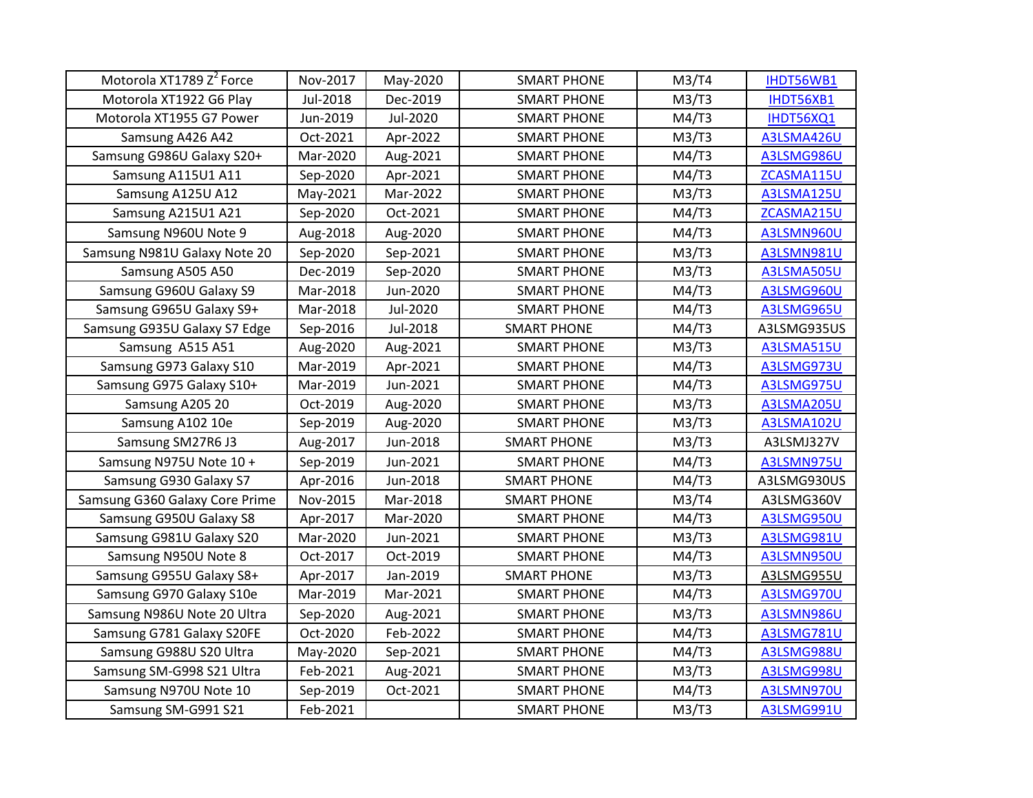| Motorola XT1789 $Z^2$ Force | Nov-2017 | May-2020 | SMART PHONE | M3/T4 | IHDT56WB1 |
|---|---|---|---|---|---|
| Motorola XT1922 G6 Play | Jul-2018 | Dec-2019 | SMART PHONE | M3/T3 | IHDT56XB1 |
| Motorola XT1955 G7 Power | Jun-2019 | Jul-2020 | SMART PHONE | M4/T3 | IHDT56XQ1 |
| Samsung A426 A42 | Oct-2021 | Apr-2022 | SMART PHONE | M3/T3 | A3LSMA426U |
| Samsung G986U Galaxy S20+ | Mar-2020 | Aug-2021 | SMART PHONE | M4/T3 | A3LSMG986U |
| Samsung A115U1 A11 | Sep-2020 | Apr-2021 | SMART PHONE | M4/T3 | ZCASMA115U |
| Samsung A125U A12 | May-2021 | Mar-2022 | SMART PHONE | M3/T3 | A3LSMA125U |
| Samsung A215U1 A21 | Sep-2020 | Oct-2021 | SMART PHONE | M4/T3 | ZCASMA215U |
| Samsung N960U Note 9 | Aug-2018 | Aug-2020 | SMART PHONE | M4/T3 | A3LSMN960U |
| Samsung N981U Galaxy Note 20 | Sep-2020 | Sep-2021 | SMART PHONE | M3/T3 | A3LSMN981U |
| Samsung A505 A50 | Dec-2019 | Sep-2020 | SMART PHONE | M3/T3 | A3LSMA505U |
| Samsung G960U Galaxy S9 | Mar-2018 | Jun-2020 | SMART PHONE | M4/T3 | A3LSMG960U |
| Samsung G965U Galaxy S9+ | Mar-2018 | Jul-2020 | SMART PHONE | M4/T3 | A3LSMG965U |
| Samsung G935U Galaxy S7 Edge | Sep-2016 | Jul-2018 | SMART PHONE | M4/T3 | A3LSMG935US |
| Samsung A515 A51 | Aug-2020 | Aug-2021 | SMART PHONE | M3/T3 | A3LSMA515U |
| Samsung G973 Galaxy S10 | Mar-2019 | Apr-2021 | SMART PHONE | M4/T3 | A3LSMG973U |
| Samsung G975 Galaxy S10+ | Mar-2019 | Jun-2021 | SMART PHONE | M4/T3 | A3LSMG975U |
| Samsung A205 20 | Oct-2019 | Aug-2020 | SMART PHONE | M3/T3 | A3LSMA205U |
| Samsung A102 10e | Sep-2019 | Aug-2020 | SMART PHONE | M3/T3 | A3LSMA102U |
| Samsung SM27R6 J3 | Aug-2017 | Jun-2018 | SMART PHONE | M3/T3 | A3LSMJ327V |
| Samsung N975U Note 10 + | Sep-2019 | Jun-2021 | SMART PHONE | M4/T3 | A3LSMN975U |
| Samsung G930 Galaxy S7 | Apr-2016 | Jun-2018 | SMART PHONE | M4/T3 | A3LSMG930US |
| Samsung G360 Galaxy Core Prime | Nov-2015 | Mar-2018 | SMART PHONE | M3/T4 | A3LSMG360V |
| Samsung G950U Galaxy S8 | Apr-2017 | Mar-2020 | SMART PHONE | M4/T3 | A3LSMG950U |
| Samsung G981U Galaxy S20 | Mar-2020 | Jun-2021 | SMART PHONE | M3/T3 | A3LSMG981U |
| Samsung N950U Note 8 | Oct-2017 | Oct-2019 | SMART PHONE | M4/T3 | A3LSMN950U |
| Samsung G955U Galaxy S8+ | Apr-2017 | Jan-2019 | SMART PHONE | M3/T3 | A3LSMG955U |
| Samsung G970 Galaxy S10e | Mar-2019 | Mar-2021 | SMART PHONE | M4/T3 | A3LSMG970U |
| Samsung N986U Note 20 Ultra | Sep-2020 | Aug-2021 | SMART PHONE | M3/T3 | A3LSMN986U |
| Samsung G781 Galaxy S20FE | Oct-2020 | Feb-2022 | SMART PHONE | M4/T3 | A3LSMG781U |
| Samsung G988U S20 Ultra | May-2020 | Sep-2021 | SMART PHONE | M4/T3 | A3LSMG988U |
| Samsung SM-G998 S21 Ultra | Feb-2021 | Aug-2021 | SMART PHONE | M3/T3 | A3LSMG998U |
| Samsung N970U Note 10 | Sep-2019 | Oct-2021 | SMART PHONE | M4/T3 | A3LSMN970U |
| Samsung SM-G991 S21 | Feb-2021 | | SMART PHONE | M3/T3 | A3LSMG991U |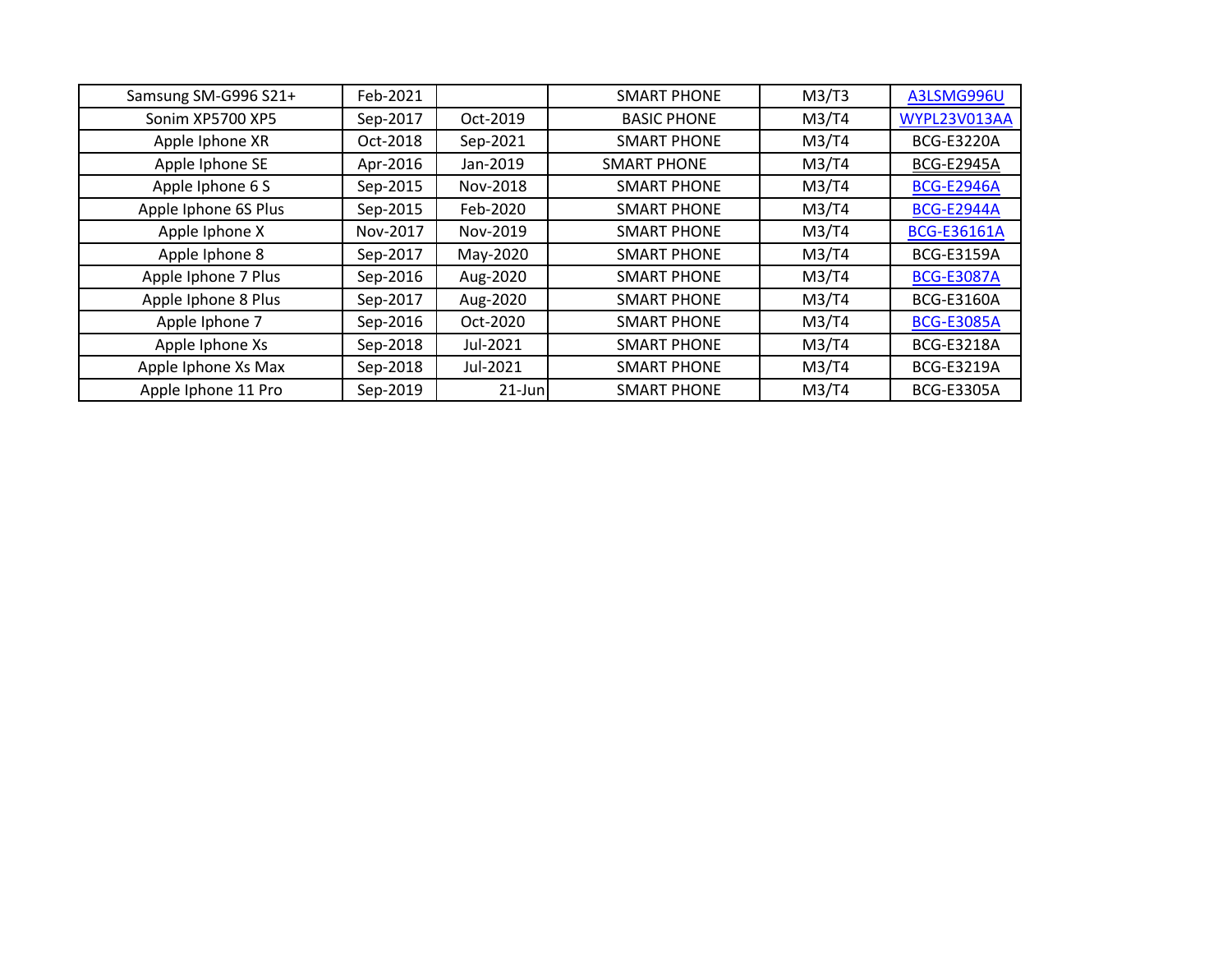| | | | | | |
|---|---|---|---|---|---|
| Samsung SM-G996 S21+ | Feb-2021 | | SMART PHONE | M3/T3 | A3LSMG996U |
| Sonim XP5700 XP5 | Sep-2017 | Oct-2019 | BASIC PHONE | M3/T4 | WYPL23V013AA |
| Apple Iphone XR | Oct-2018 | Sep-2021 | SMART PHONE | M3/T4 | BCG-E3220A |
| Apple Iphone SE | Apr-2016 | Jan-2019 | SMART PHONE | M3/T4 | BCG-E2945A |
| Apple Iphone 6 S | Sep-2015 | Nov-2018 | SMART PHONE | M3/T4 | BCG-E2946A |
| Apple Iphone 6S Plus | Sep-2015 | Feb-2020 | SMART PHONE | M3/T4 | BCG-E2944A |
| Apple Iphone X | Nov-2017 | Nov-2019 | SMART PHONE | M3/T4 | BCG-E36161A |
| Apple Iphone 8 | Sep-2017 | May-2020 | SMART PHONE | M3/T4 | BCG-E3159A |
| Apple Iphone 7 Plus | Sep-2016 | Aug-2020 | SMART PHONE | M3/T4 | BCG-E3087A |
| Apple Iphone 8 Plus | Sep-2017 | Aug-2020 | SMART PHONE | M3/T4 | BCG-E3160A |
| Apple Iphone 7 | Sep-2016 | Oct-2020 | SMART PHONE | M3/T4 | BCG-E3085A |
| Apple Iphone Xs | Sep-2018 | Jul-2021 | SMART PHONE | M3/T4 | BCG-E3218A |
| Apple Iphone Xs Max | Sep-2018 | Jul-2021 | SMART PHONE | M3/T4 | BCG-E3219A |
| Apple Iphone 11 Pro | Sep-2019 | 21-Jun | SMART PHONE | M3/T4 | BCG-E3305A |